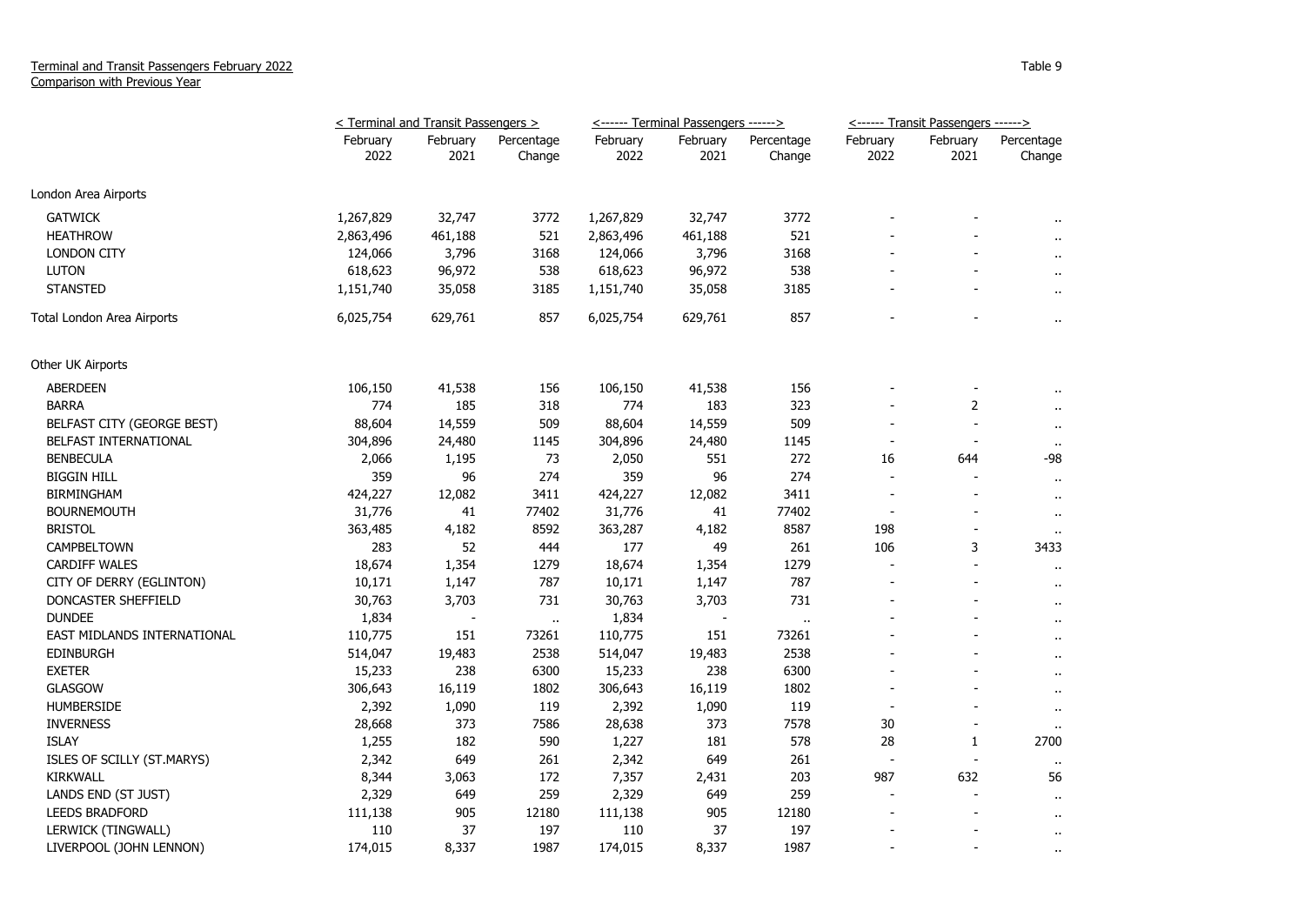Terminal and Transit Passengers February 2022
Comparison with Previous Year

Table 9

| | < Terminal and Transit Passengers > | | | <------ Terminal Passengers ------> | | | <------ Transit Passengers ------> | | |
|---|---|---|---|---|---|---|---|---|---|
| | February 2022 | February 2021 | Percentage Change | February 2022 | February 2021 | Percentage Change | February 2022 | February 2021 | Percentage Change |
| London Area Airports | | | | | | | | | |
| GATWICK | 1,267,829 | 32,747 | 3772 | 1,267,829 | 32,747 | 3772 | - | - | .. |
| HEATHROW | 2,863,496 | 461,188 | 521 | 2,863,496 | 461,188 | 521 | - | - | .. |
| LONDON CITY | 124,066 | 3,796 | 3168 | 124,066 | 3,796 | 3168 | - | - | .. |
| LUTON | 618,623 | 96,972 | 538 | 618,623 | 96,972 | 538 | - | - | .. |
| STANSTED | 1,151,740 | 35,058 | 3185 | 1,151,740 | 35,058 | 3185 | - | - | .. |
| Total London Area Airports | 6,025,754 | 629,761 | 857 | 6,025,754 | 629,761 | 857 | - | - | .. |
| Other UK Airports | | | | | | | | | |
| ABERDEEN | 106,150 | 41,538 | 156 | 106,150 | 41,538 | 156 | - | - | .. |
| BARRA | 774 | 185 | 318 | 774 | 183 | 323 | - | 2 | .. |
| BELFAST CITY (GEORGE BEST) | 88,604 | 14,559 | 509 | 88,604 | 14,559 | 509 | - | - | .. |
| BELFAST INTERNATIONAL | 304,896 | 24,480 | 1145 | 304,896 | 24,480 | 1145 | - | - | .. |
| BENBECULA | 2,066 | 1,195 | 73 | 2,050 | 551 | 272 | 16 | 644 | -98 |
| BIGGIN HILL | 359 | 96 | 274 | 359 | 96 | 274 | - | - | .. |
| BIRMINGHAM | 424,227 | 12,082 | 3411 | 424,227 | 12,082 | 3411 | - | - | .. |
| BOURNEMOUTH | 31,776 | 41 | 77402 | 31,776 | 41 | 77402 | - | - | .. |
| BRISTOL | 363,485 | 4,182 | 8592 | 363,287 | 4,182 | 8587 | 198 | - | .. |
| CAMPBELTOWN | 283 | 52 | 444 | 177 | 49 | 261 | 106 | 3 | 3433 |
| CARDIFF WALES | 18,674 | 1,354 | 1279 | 18,674 | 1,354 | 1279 | - | - | .. |
| CITY OF DERRY (EGLINTON) | 10,171 | 1,147 | 787 | 10,171 | 1,147 | 787 | - | - | .. |
| DONCASTER SHEFFIELD | 30,763 | 3,703 | 731 | 30,763 | 3,703 | 731 | - | - | .. |
| DUNDEE | 1,834 | - | .. | 1,834 | - | .. | - | - | .. |
| EAST MIDLANDS INTERNATIONAL | 110,775 | 151 | 73261 | 110,775 | 151 | 73261 | - | - | .. |
| EDINBURGH | 514,047 | 19,483 | 2538 | 514,047 | 19,483 | 2538 | - | - | .. |
| EXETER | 15,233 | 238 | 6300 | 15,233 | 238 | 6300 | - | - | .. |
| GLASGOW | 306,643 | 16,119 | 1802 | 306,643 | 16,119 | 1802 | - | - | .. |
| HUMBERSIDE | 2,392 | 1,090 | 119 | 2,392 | 1,090 | 119 | - | - | .. |
| INVERNESS | 28,668 | 373 | 7586 | 28,638 | 373 | 7578 | 30 | - | .. |
| ISLAY | 1,255 | 182 | 590 | 1,227 | 181 | 578 | 28 | 1 | 2700 |
| ISLES OF SCILLY (ST.MARYS) | 2,342 | 649 | 261 | 2,342 | 649 | 261 | - | - | .. |
| KIRKWALL | 8,344 | 3,063 | 172 | 7,357 | 2,431 | 203 | 987 | 632 | 56 |
| LANDS END (ST JUST) | 2,329 | 649 | 259 | 2,329 | 649 | 259 | - | - | .. |
| LEEDS BRADFORD | 111,138 | 905 | 12180 | 111,138 | 905 | 12180 | - | - | .. |
| LERWICK (TINGWALL) | 110 | 37 | 197 | 110 | 37 | 197 | - | - | .. |
| LIVERPOOL (JOHN LENNON) | 174,015 | 8,337 | 1987 | 174,015 | 8,337 | 1987 | - | - | .. |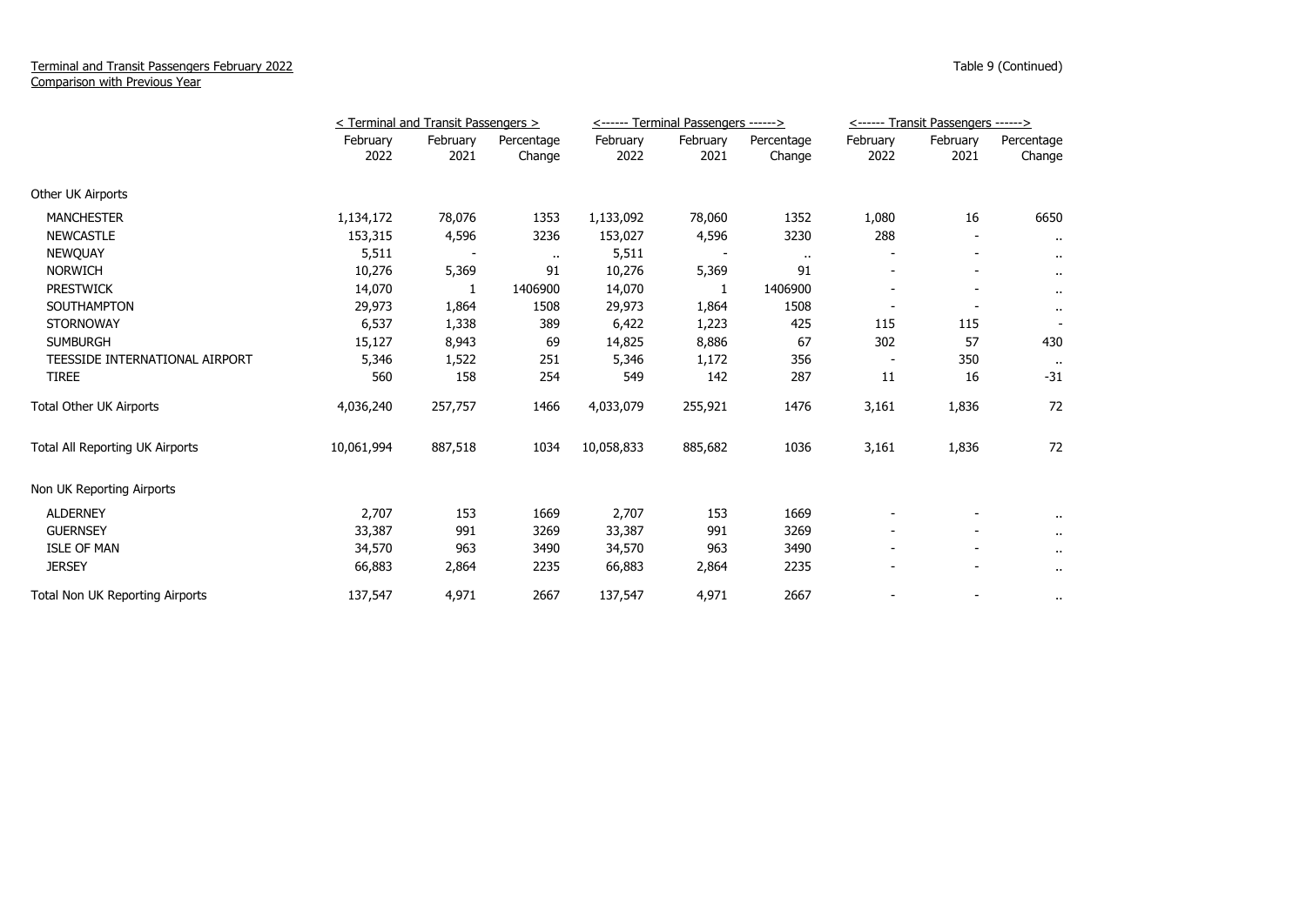Terminal and Transit Passengers February 2022
Comparison with Previous Year

Table 9 (Continued)

| | < Terminal and Transit Passengers > | | | <------ Terminal Passengers ------> | | | <------ Transit Passengers ------> | | |
|---|---|---|---|---|---|---|---|---|---|
| | February 2022 | February 2021 | Percentage Change | February 2022 | February 2021 | Percentage Change | February 2022 | February 2021 | Percentage Change |
| Other UK Airports | | | | | | | | | |
| MANCHESTER | 1,134,172 | 78,076 | 1353 | 1,133,092 | 78,060 | 1352 | 1,080 | 16 | 6650 |
| NEWCASTLE | 153,315 | 4,596 | 3236 | 153,027 | 4,596 | 3230 | 288 | - | .. |
| NEWQUAY | 5,511 | - | .. | 5,511 | - | .. | - | - | .. |
| NORWICH | 10,276 | 5,369 | 91 | 10,276 | 5,369 | 91 | - | - | .. |
| PRESTWICK | 14,070 | 1 | 1406900 | 14,070 | 1 | 1406900 | - | - | .. |
| SOUTHAMPTON | 29,973 | 1,864 | 1508 | 29,973 | 1,864 | 1508 | - | - | .. |
| STORNOWAY | 6,537 | 1,338 | 389 | 6,422 | 1,223 | 425 | 115 | 115 | - |
| SUMBURGH | 15,127 | 8,943 | 69 | 14,825 | 8,886 | 67 | 302 | 57 | 430 |
| TEESSIDE INTERNATIONAL AIRPORT | 5,346 | 1,522 | 251 | 5,346 | 1,172 | 356 | - | 350 | .. |
| TIREE | 560 | 158 | 254 | 549 | 142 | 287 | 11 | 16 | -31 |
| Total Other UK Airports | 4,036,240 | 257,757 | 1466 | 4,033,079 | 255,921 | 1476 | 3,161 | 1,836 | 72 |
| Total All Reporting UK Airports | 10,061,994 | 887,518 | 1034 | 10,058,833 | 885,682 | 1036 | 3,161 | 1,836 | 72 |
| Non UK Reporting Airports | | | | | | | | | |
| ALDERNEY | 2,707 | 153 | 1669 | 2,707 | 153 | 1669 | - | - | .. |
| GUERNSEY | 33,387 | 991 | 3269 | 33,387 | 991 | 3269 | - | - | .. |
| ISLE OF MAN | 34,570 | 963 | 3490 | 34,570 | 963 | 3490 | - | - | .. |
| JERSEY | 66,883 | 2,864 | 2235 | 66,883 | 2,864 | 2235 | - | - | .. |
| Total Non UK Reporting Airports | 137,547 | 4,971 | 2667 | 137,547 | 4,971 | 2667 | - | - | .. |